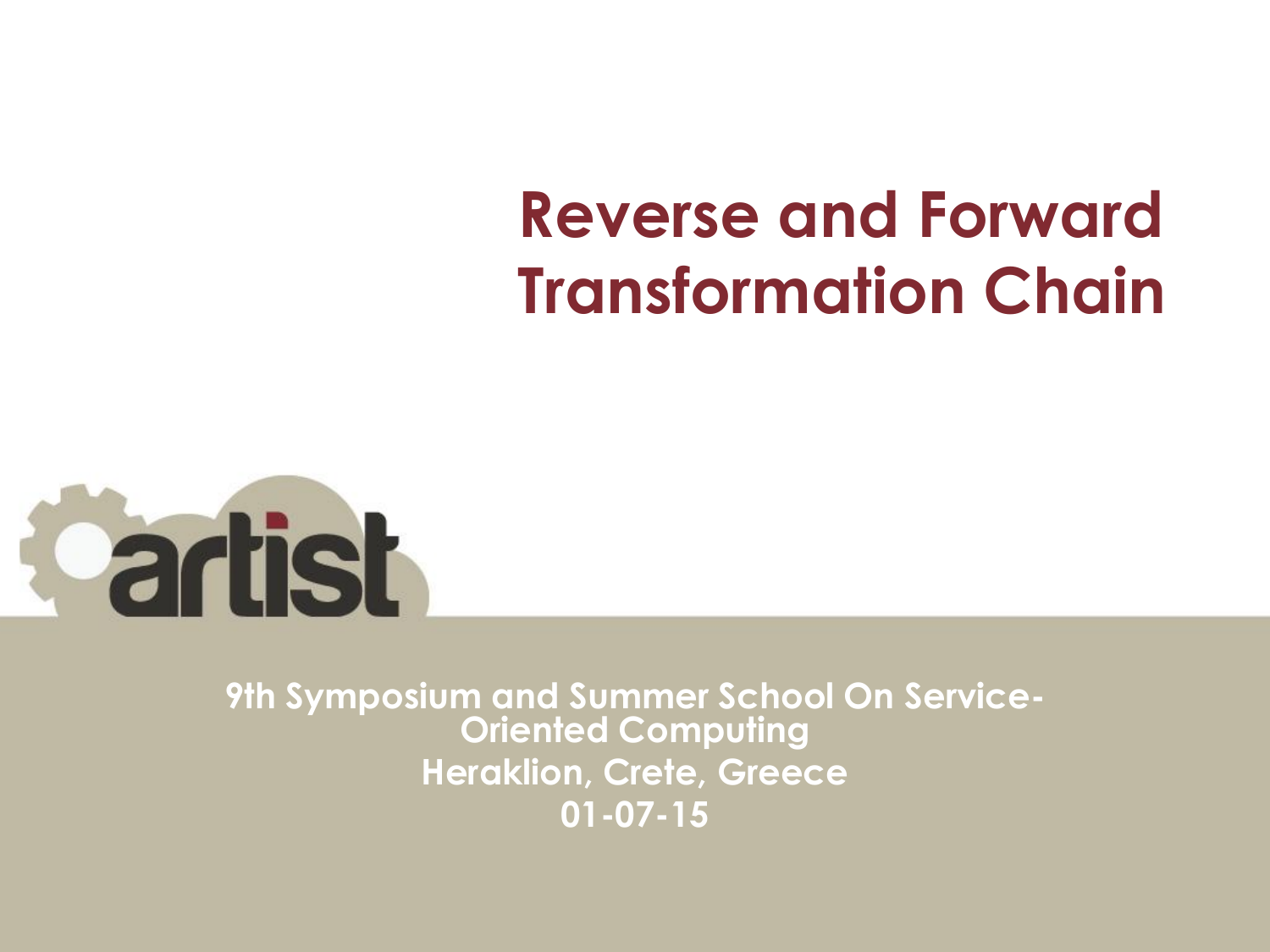# Reverse and Forward Transformation Chain

artist

9th Symposium and Summer School On Service-Oriented Computing

Heraklion, Crete, Greece

01-07-15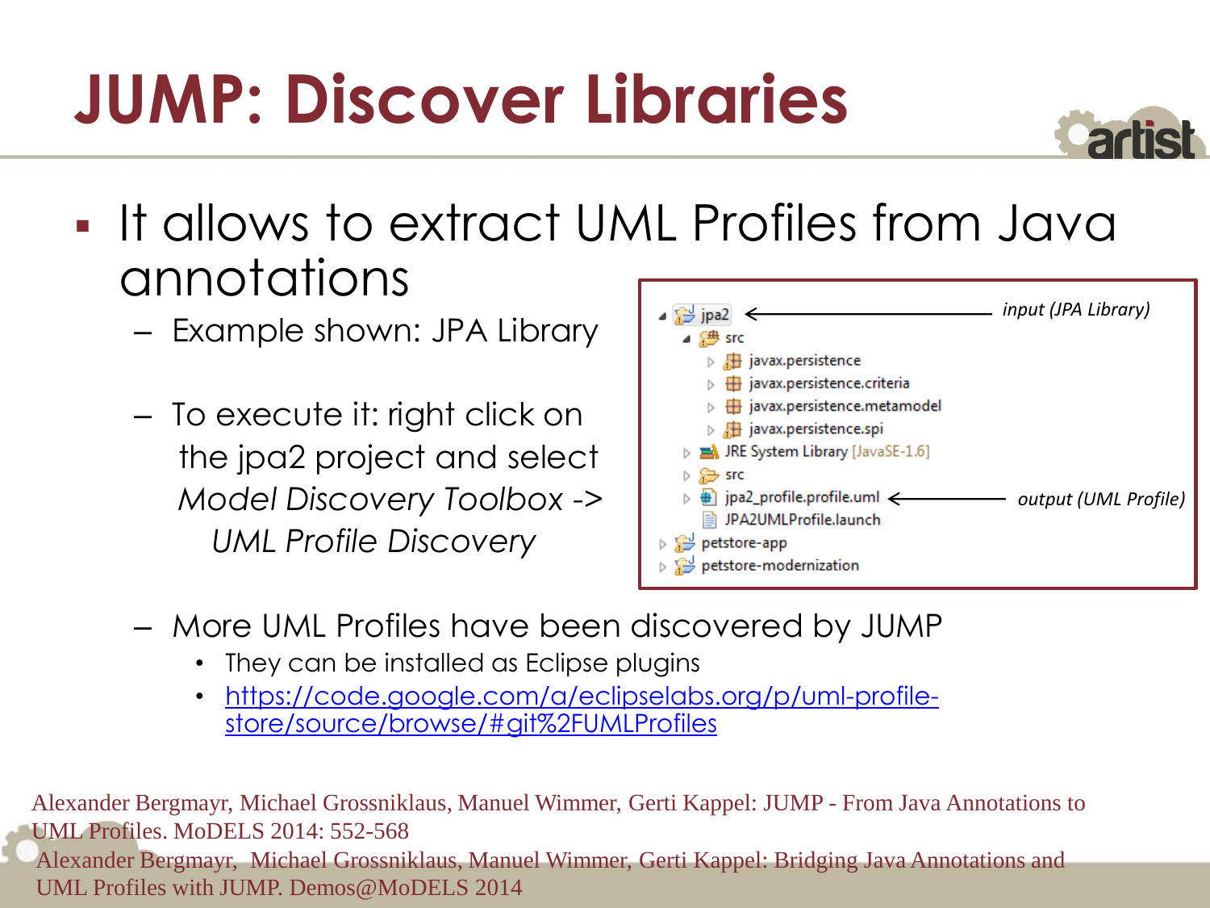# JUMP: Discover Libraries

- It allows to extract UML Profiles from Java annotations
  - Example shown: JPA Library
  - To execute it: right click on the jpa2 project and select *Model Discovery Toolbox -> UML Profile Discovery*

```
jpa2                          <-- input (JPA Library)
  src
    javax.persistence
    javax.persistence.criteria
    javax.persistence.metamodel
    javax.persistence.spi
  JRE System Library [JavaSE-1.6]
  src
  jpa2_profile.profile.uml    <-- output (UML Profile)
  JPA2UMLProfile.launch
petstore-app
petstore-modernization
```

  - More UML Profiles have been discovered by JUMP
    - They can be installed as Eclipse plugins
    - [https://code.google.com/a/eclipselabs.org/p/uml-profile-store/source/browse/#git%2FUMLProfiles](https://code.google.com/a/eclipselabs.org/p/uml-profile-store/source/browse/#git%2FUMLProfiles)

Alexander Bergmayr, Michael Grossniklaus, Manuel Wimmer, Gerti Kappel: JUMP - From Java Annotations to UML Profiles. MoDELS 2014: 552-568

Alexander Bergmayr, Michael Grossniklaus, Manuel Wimmer, Gerti Kappel: Bridging Java Annotations and UML Profiles with JUMP. Demos@MoDELS 2014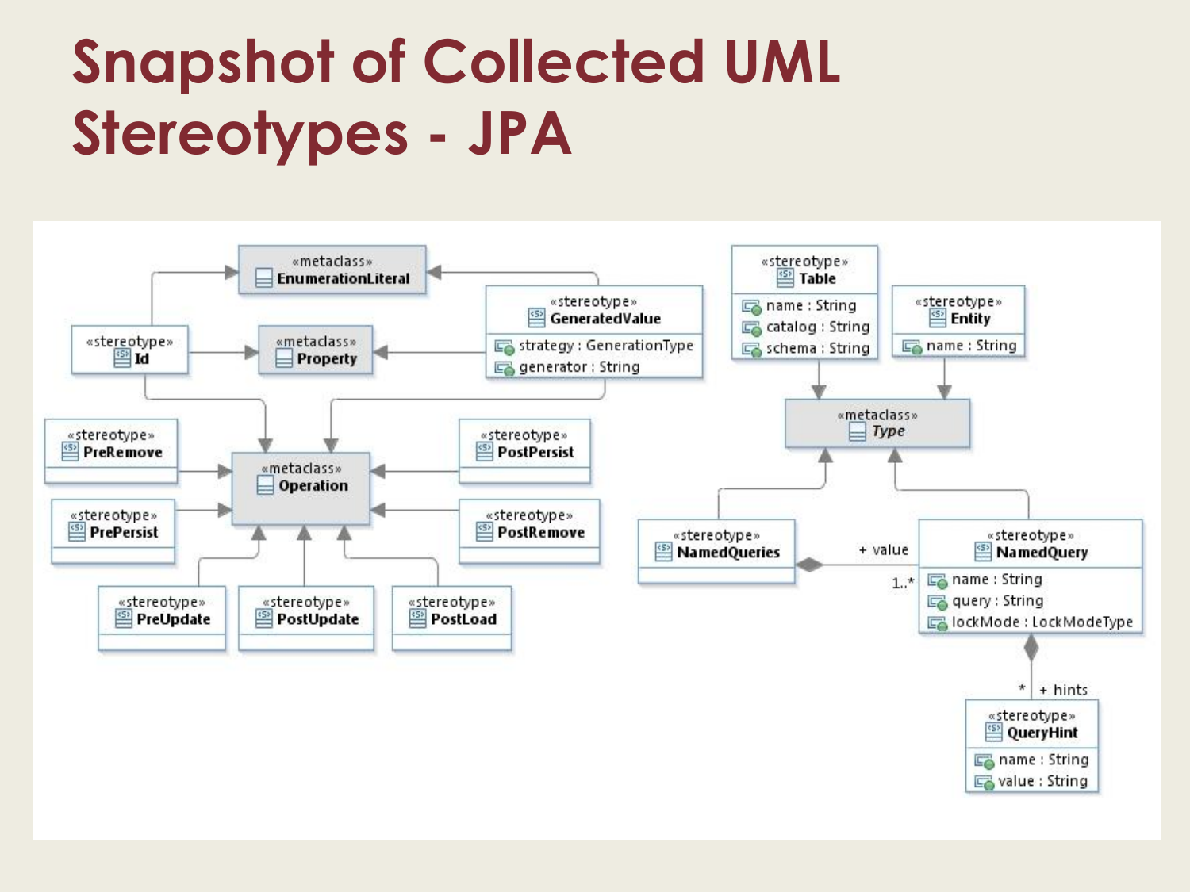# Snapshot of Collected UML Stereotypes - JPA

«metaclass» **EnumerationLiteral**

«stereotype» **GeneratedValue**
- strategy : GenerationType
- generator : String

«stereotype» **Id**

«metaclass» **Property**

«stereotype» **Table**
- name : String
- catalog : String
- schema : String

«stereotype» **Entity**
- name : String

«metaclass» ***Type***

«stereotype» **PreRemove**

«metaclass» **Operation**

«stereotype» **PostPersist**

«stereotype» **PrePersist**

«stereotype» **PostRemove**

«stereotype» **PreUpdate**

«stereotype» **PostUpdate**

«stereotype» **PostLoad**

«stereotype» **NamedQueries**

+ value 1..*

«stereotype» **NamedQuery**
- name : String
- query : String
- lockMode : LockModeType

\* + hints

«stereotype» **QueryHint**
- name : String
- value : String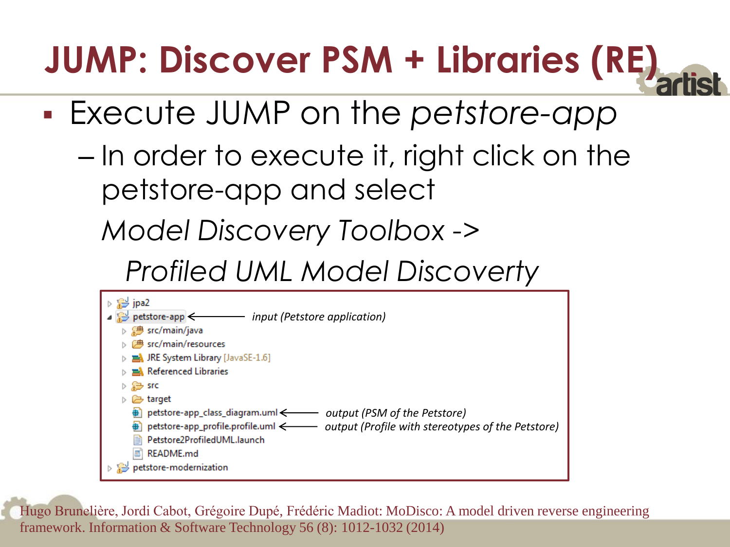# JUMP: Discover PSM + Libraries (RE)

- Execute JUMP on the *petstore-app*
  - In order to execute it, right click on the petstore-app and select

    *Model Discovery Toolbox ->*

    *Profiled UML Model Discoverty*

```
▷ jpa2
◢ petstore-app  <――――  input (Petstore application)
    ▷ src/main/java
    ▷ src/main/resources
    ▷ JRE System Library [JavaSE-1.6]
    ▷ Referenced Libraries
    ▷ src
    ▷ target
      petstore-app_class_diagram.uml  <――――  output (PSM of the Petstore)
      petstore-app_profile.profile.uml  <――――  output (Profile with stereotypes of the Petstore)
      Petstore2ProfiledUML.launch
      README.md
▷ petstore-modernization
```

Hugo Brunelière, Jordi Cabot, Grégoire Dupé, Frédéric Madiot: MoDisco: A model driven reverse engineering framework. Information & Software Technology 56 (8): 1012-1032 (2014)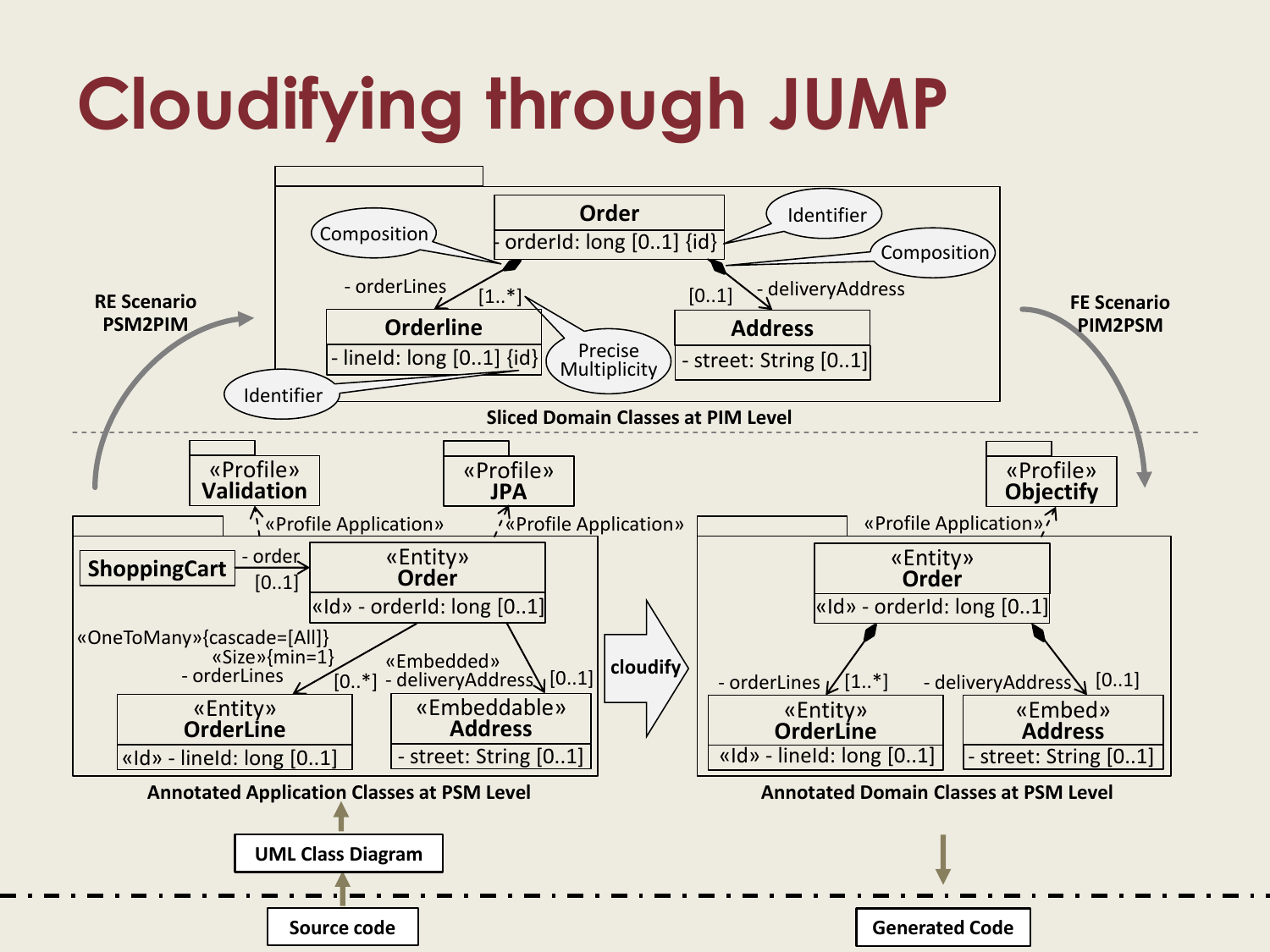# Cloudifying through JUMP

**RE Scenario PSM2PIM**

**FE Scenario PIM2PSM**

**Sliced Domain Classes at PIM Level**

- **Order**: - orderId: long [0..1] {id}
  - Composition → - orderLines [1..*] → **Orderline**: - lineId: long [0..1] {id}
  - Composition → [0..1] - deliveryAddress → **Address**: - street: String [0..1]
  - Identifier (Order.orderId), Identifier (Orderline.lineId), Precise Multiplicity ([1..*])

**Annotated Application Classes at PSM Level**

- «Profile» **Validation** ← «Profile Application»
- «Profile» **JPA** ← «Profile Application»
- **ShoppingCart** → - order [0..1] → «Entity» **Order**: «Id» - orderId: long [0..1]
  - «OneToMany»{cascade=[All]} «Size»{min=1} - orderLines [0..*] → «Entity» **OrderLine**: «Id» - lineId: long [0..1]
  - «Embedded» - deliveryAddress [0..1] → «Embeddable» **Address**: - street: String [0..1]

**cloudify**

**Annotated Domain Classes at PSM Level**

- «Profile» **Objectify** ← «Profile Application»
- «Entity» **Order**: «Id» - orderId: long [0..1]
  - - orderLines [1..*] → «Entity» **OrderLine**: «Id» - lineId: long [0..1]
  - - deliveryAddress [0..1] → «Embed» **Address**: - street: String [0..1]

**Source code** → **UML Class Diagram** → Annotated Application Classes at PSM Level

Annotated Domain Classes at PSM Level → **Generated Code**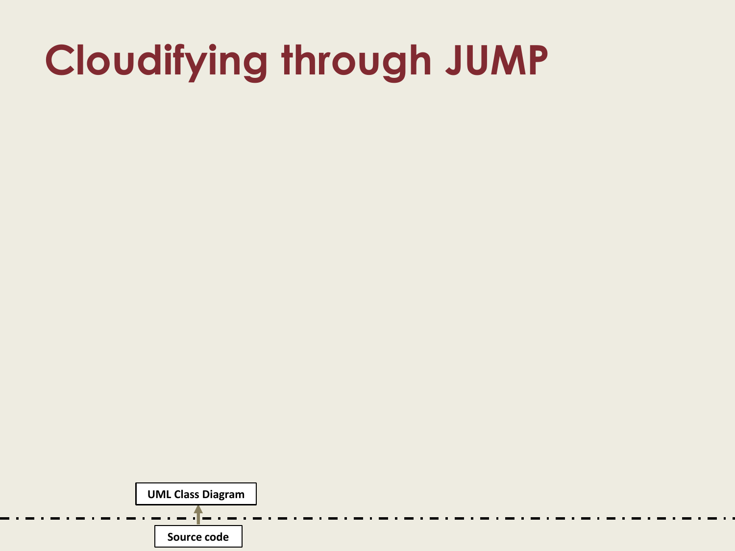# Cloudifying through JUMP

UML Class Diagram

Source code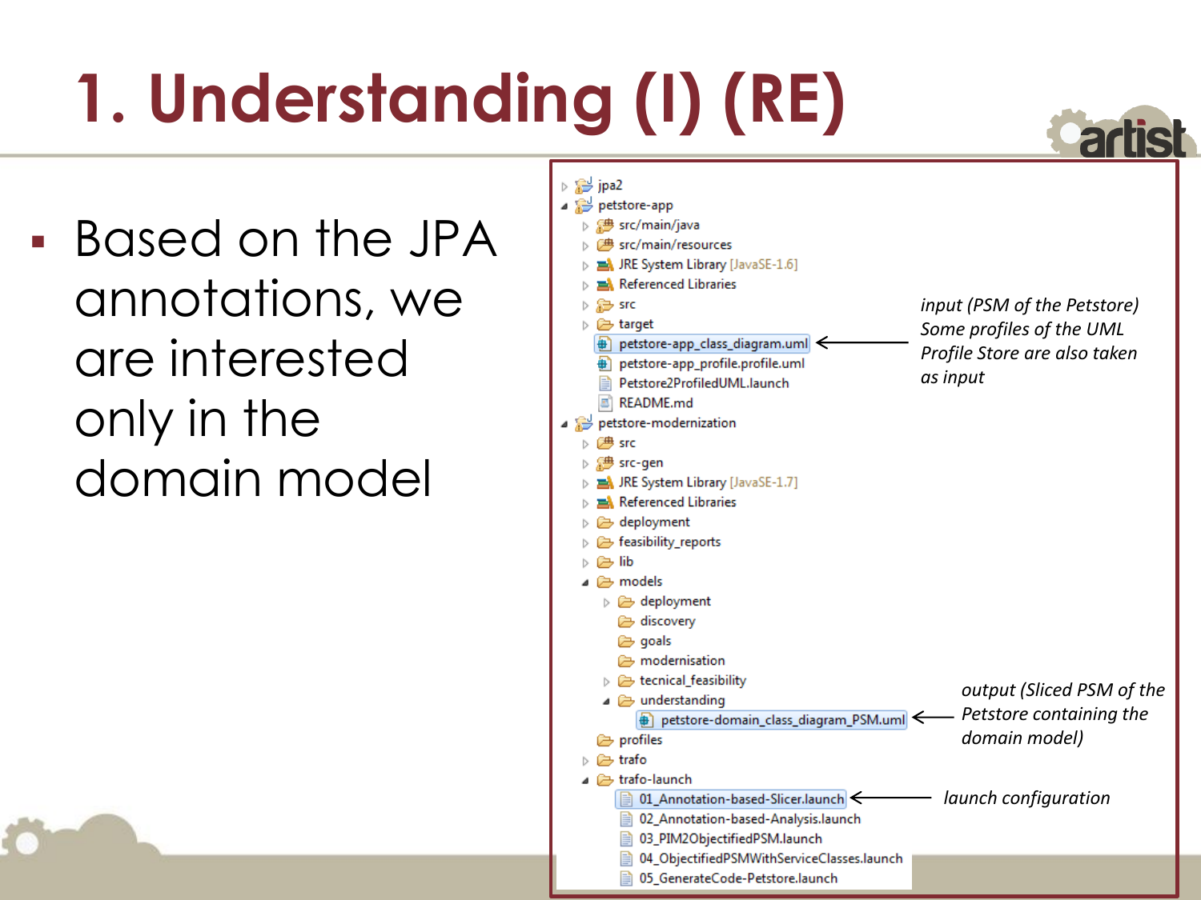# 1. Understanding (I) (RE)

- Based on the JPA annotations, we are interested only in the domain model

```
▷ jpa2
◢ petstore-app
    ▷ src/main/java
    ▷ src/main/resources
    ▷ JRE System Library [JavaSE-1.6]
    ▷ Referenced Libraries
    ▷ src
    ▷ target
      petstore-app_class_diagram.uml
      petstore-app_profile.profile.uml
      Petstore2ProfiledUML.launch
      README.md
◢ petstore-modernization
    ▷ src
    ▷ src-gen
    ▷ JRE System Library [JavaSE-1.7]
    ▷ Referenced Libraries
    ▷ deployment
    ▷ feasibility_reports
    ▷ lib
    ◢ models
        ▷ deployment
          discovery
          goals
          modernisation
        ▷ tecnical_feasibility
        ◢ understanding
            petstore-domain_class_diagram_PSM.uml
      profiles
    ▷ trafo
    ◢ trafo-launch
        01_Annotation-based-Slicer.launch
        02_Annotation-based-Analysis.launch
        03_PIM2ObjectifiedPSM.launch
        04_ObjectifiedPSMWithServiceClasses.launch
        05_GenerateCode-Petstore.launch
```

*input (PSM of the Petstore) Some profiles of the UML Profile Store are also taken as input* (→ petstore-app_class_diagram.uml)

*output (Sliced PSM of the Petstore containing the domain model)* (→ petstore-domain_class_diagram_PSM.uml)

*launch configuration* (→ 01_Annotation-based-Slicer.launch)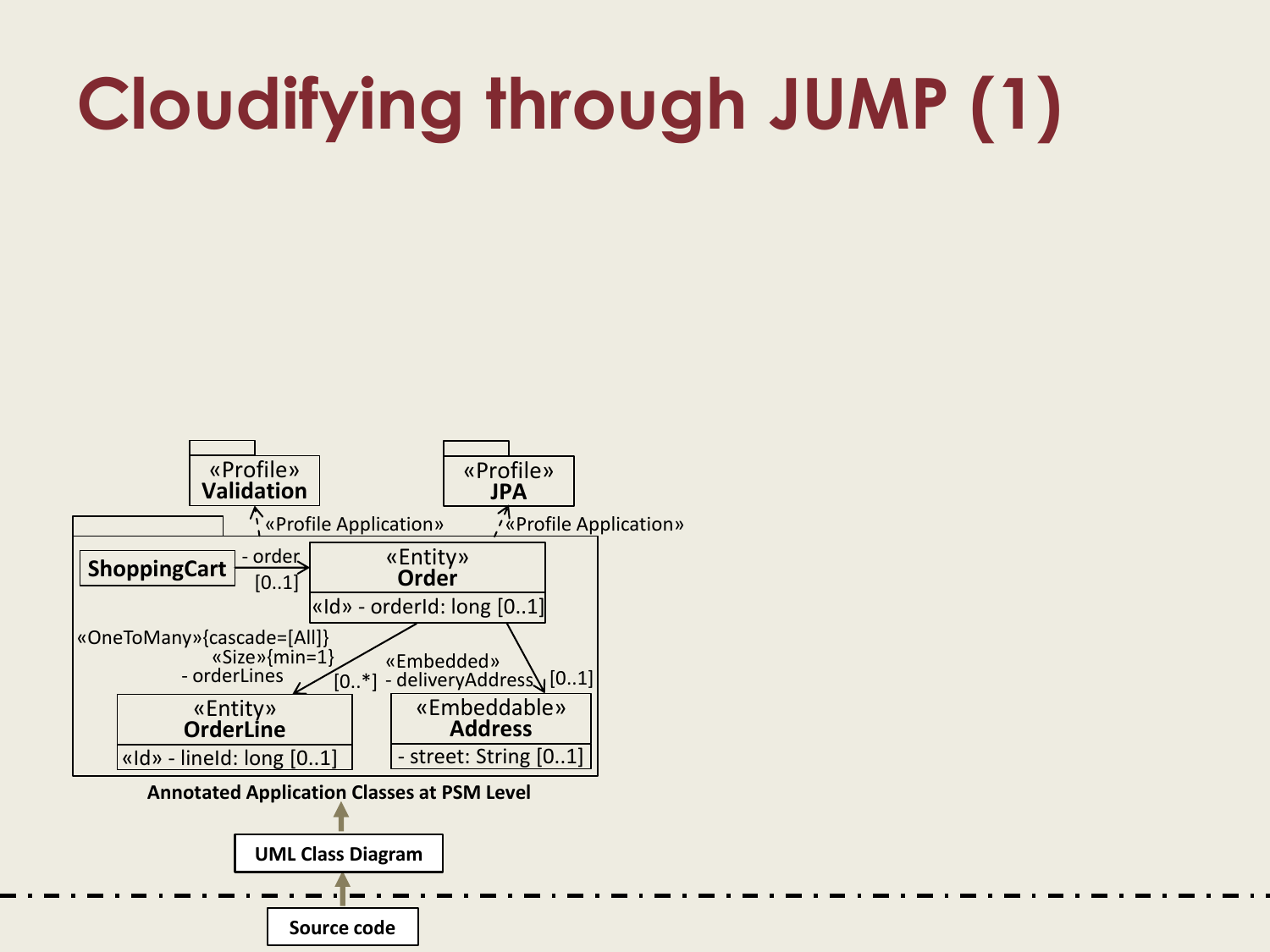# Cloudifying through JUMP (1)

«Profile»
**Validation**

«Profile»
**JPA**

«Profile Application»

«Profile Application»

**ShoppingCart**

- order
[0..1]

«Entity»
**Order**

«Id» - orderId: long [0..1]

«OneToMany»{cascade=[All]}
«Size»{min=1}
- orderLines
[0..*]

«Embedded»
- deliveryAddress
[0..1]

«Entity»
**OrderLine**

«Id» - lineId: long [0..1]

«Embeddable»
**Address**

- street: String [0..1]

**Annotated Application Classes at PSM Level**

**UML Class Diagram**

**Source code**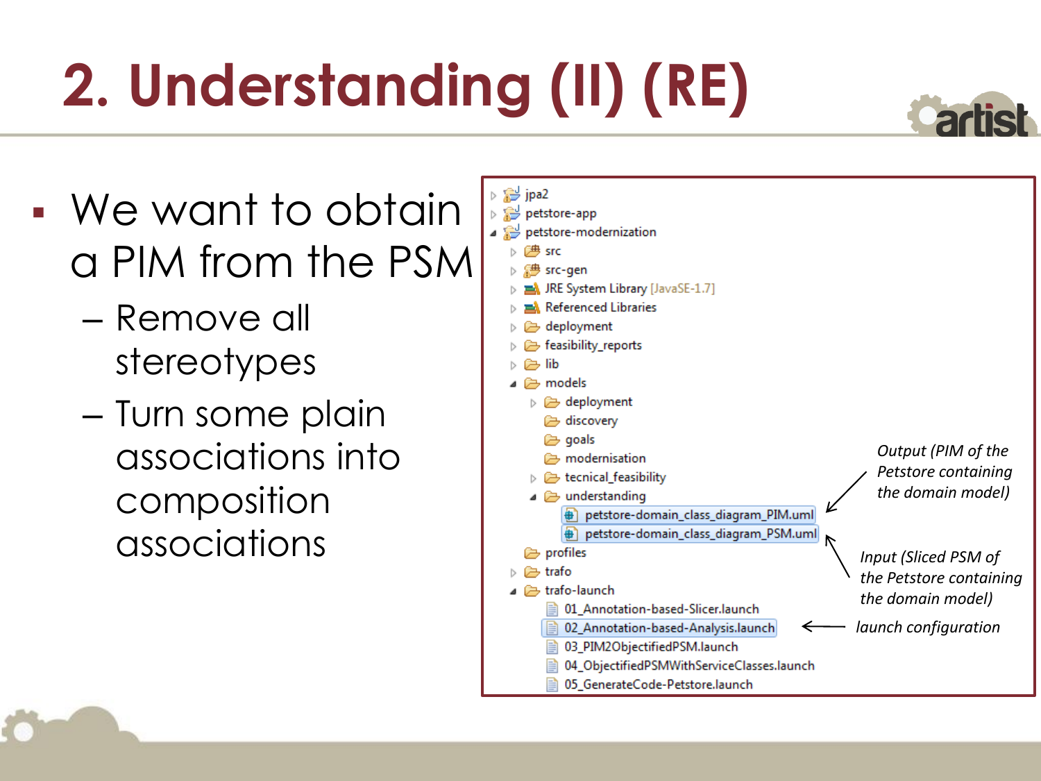# 2. Understanding (II) (RE)

- We want to obtain a PIM from the PSM
  - Remove all stereotypes
  - Turn some plain associations into composition associations

```
▷ jpa2
▷ petstore-app
◢ petstore-modernization
  ▷ src
  ▷ src-gen
  ▷ JRE System Library [JavaSE-1.7]
  ▷ Referenced Libraries
  ▷ deployment
  ▷ feasibility_reports
  ▷ lib
  ◢ models
    ▷ deployment
      discovery
      goals
      modernisation
    ▷ tecnical_feasibility
    ◢ understanding
        petstore-domain_class_diagram_PIM.uml
        petstore-domain_class_diagram_PSM.uml
    profiles
  ▷ trafo
  ◢ trafo-launch
      01_Annotation-based-Slicer.launch
      02_Annotation-based-Analysis.launch
      03_PIM2ObjectifiedPSM.launch
      04_ObjectifiedPSMWithServiceClasses.launch
      05_GenerateCode-Petstore.launch
```

*Output (PIM of the Petstore containing the domain model)* → petstore-domain_class_diagram_PIM.uml

*Input (Sliced PSM of the Petstore containing the domain model)* → petstore-domain_class_diagram_PSM.uml

*launch configuration* → 02_Annotation-based-Analysis.launch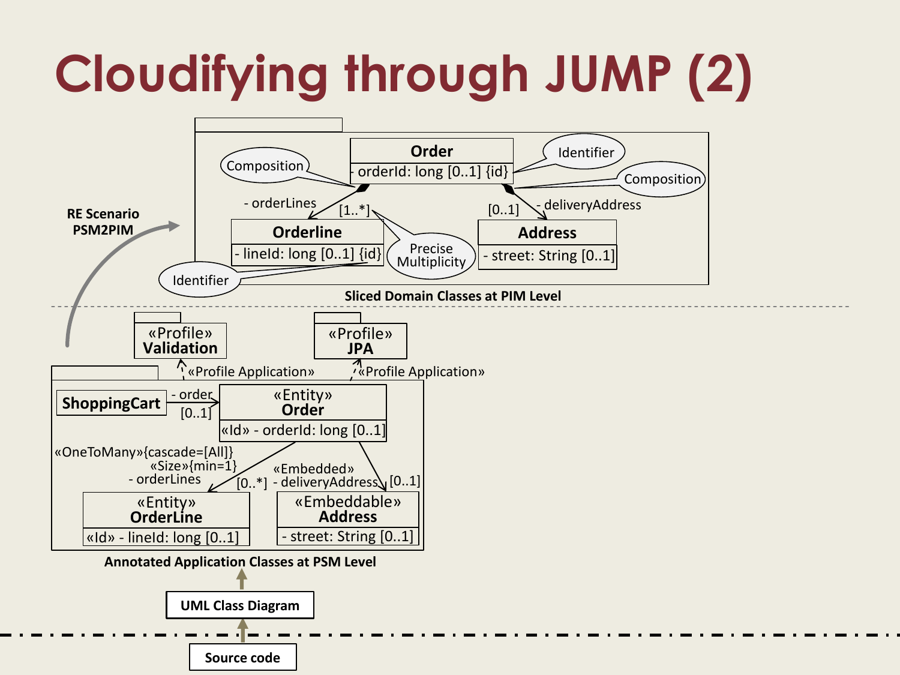# Cloudifying through JUMP (2)

**Sliced Domain Classes at PIM Level**

- Order: - orderId: long [0..1] {id}
- Orderline: - lineId: long [0..1] {id}
- Address: - street: String [0..1]
- Order → Orderline: - orderLines [1..*] (Composition, Precise Multiplicity)
- Order → Address: - deliveryAddress [0..1] (Composition)
- Identifier: orderId, lineId

**RE Scenario PSM2PIM**

«Profile» **Validation**

«Profile» **JPA**

«Profile Application» «Profile Application»

**Annotated Application Classes at PSM Level**

- ShoppingCart → «Entity» Order: - order [0..1]
- «Entity» **Order**: «Id» - orderId: long [0..1]
- «Entity» **OrderLine**: «Id» - lineId: long [0..1]
- «Embeddable» **Address**: - street: String [0..1]
- Order → OrderLine: «OneToMany»{cascade=[All]} «Size»{min=1} - orderLines [0..*]
- Order → Address: «Embedded» - deliveryAddress [0..1]

**UML Class Diagram**

**Source code**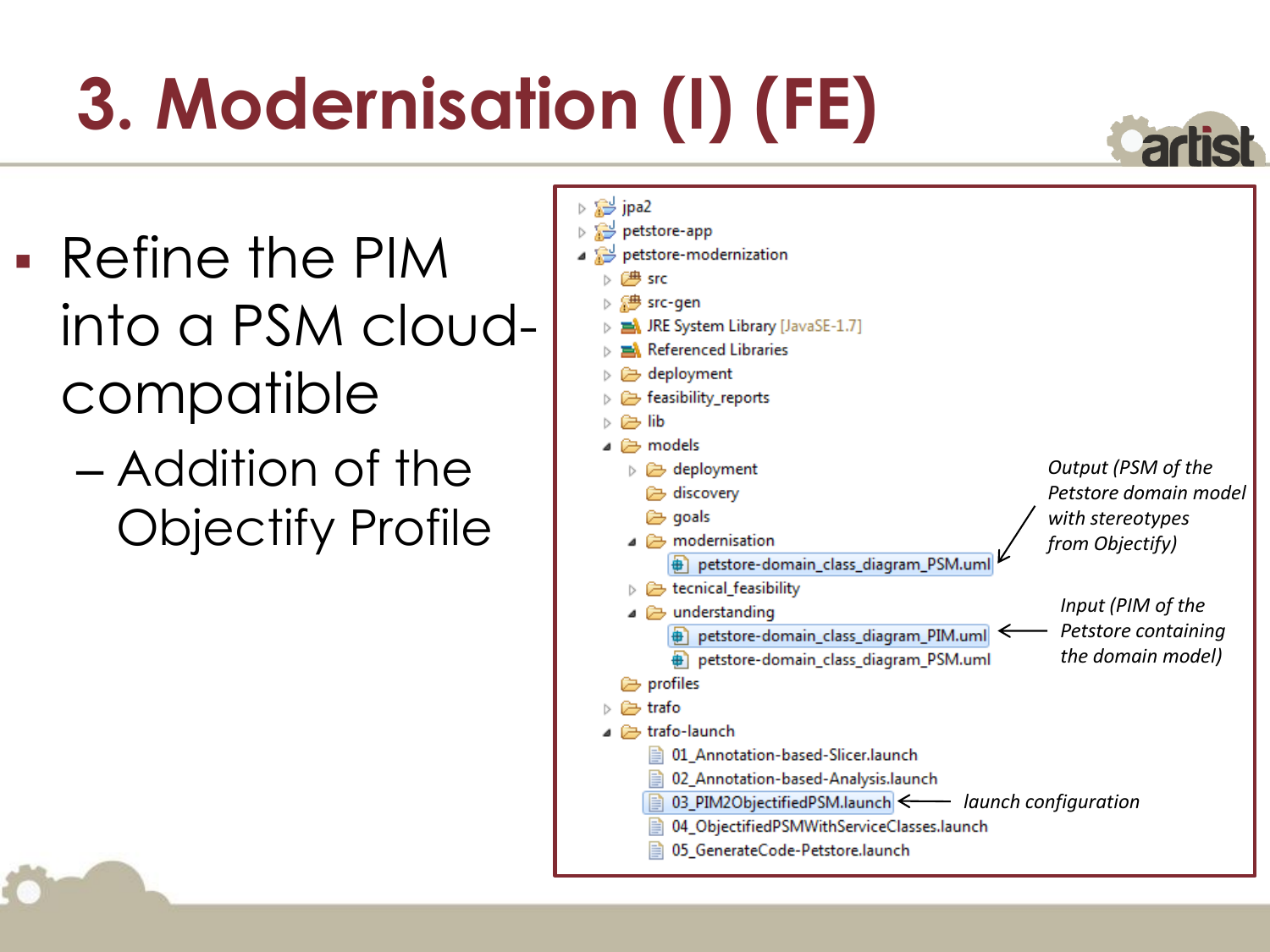# 3. Modernisation (I) (FE)

- Refine the PIM into a PSM cloud-compatible
  - Addition of the Objectify Profile

```
▷ jpa2
▷ petstore-app
◢ petstore-modernization
    ▷ src
    ▷ src-gen
    ▷ JRE System Library [JavaSE-1.7]
    ▷ Referenced Libraries
    ▷ deployment
    ▷ feasibility_reports
    ▷ lib
    ◢ models
        ▷ deployment
          discovery
          goals
        ◢ modernisation
              petstore-domain_class_diagram_PSM.uml
        ▷ tecnical_feasibility
        ◢ understanding
              petstore-domain_class_diagram_PIM.uml
              petstore-domain_class_diagram_PSM.uml
      profiles
    ▷ trafo
    ◢ trafo-launch
          01_Annotation-based-Slicer.launch
          02_Annotation-based-Analysis.launch
          03_PIM2ObjectifiedPSM.launch
          04_ObjectifiedPSMWithServiceClasses.launch
          05_GenerateCode-Petstore.launch
```

*Output (PSM of the Petstore domain model with stereotypes from Objectify)* → modernisation/petstore-domain_class_diagram_PSM.uml

*Input (PIM of the Petstore containing the domain model)* → understanding/petstore-domain_class_diagram_PIM.uml

*launch configuration* → 03_PIM2ObjectifiedPSM.launch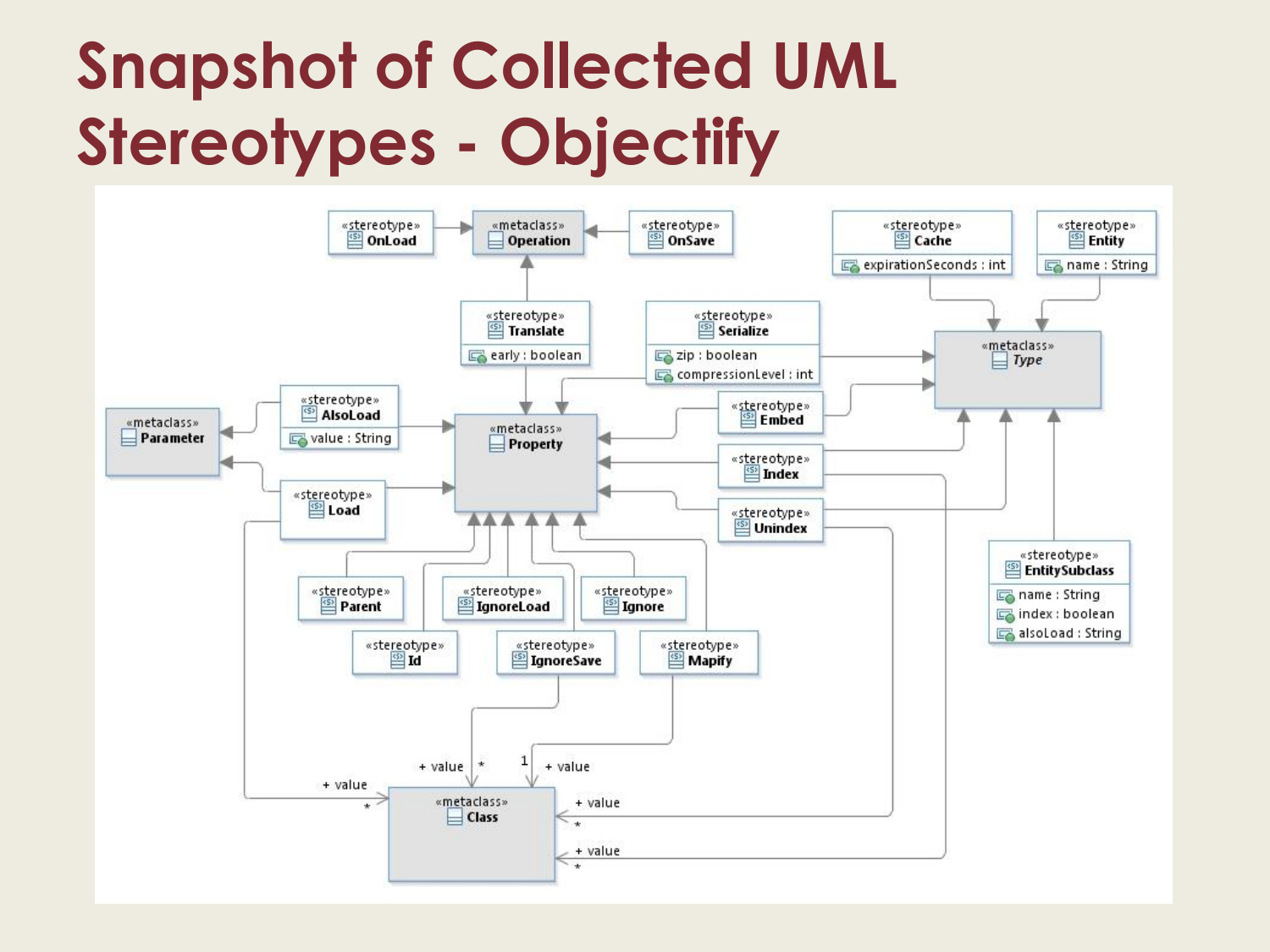# Snapshot of Collected UML Stereotypes - Objectify

«stereotype» **OnLoad**

«metaclass» **Operation**

«stereotype» **OnSave**

«stereotype» **Cache**
expirationSeconds : int

«stereotype» **Entity**
name : String

«stereotype» **Translate**
early : boolean

«stereotype» **Serialize**
zip : boolean
compressionLevel : int

«metaclass» ***Type***

«stereotype» **AlsoLoad**
value : String

«metaclass» **Parameter**

«metaclass» **Property**

«stereotype» **Embed**

«stereotype» **Index**

«stereotype» **Load**

«stereotype» **Unindex**

«stereotype» **EntitySubclass**
name : String
index : boolean
alsoLoad : String

«stereotype» **Parent**

«stereotype» **IgnoreLoad**

«stereotype» **Ignore**

«stereotype» **Id**

«stereotype» **IgnoreSave**

«stereotype» **Mapify**

+ value *

1 + value

+ value *

«metaclass» **Class**

+ value *

+ value *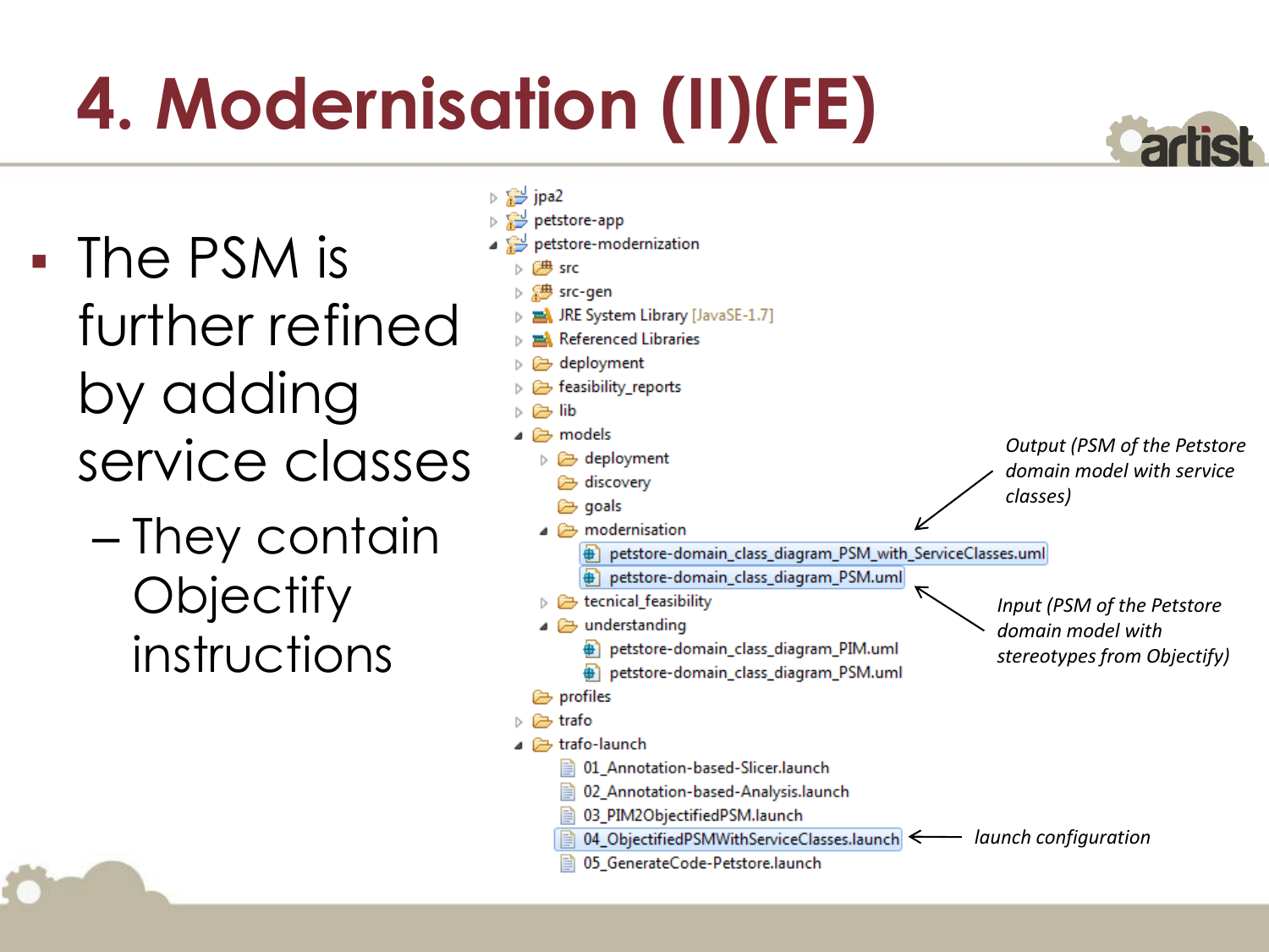# 4. Modernisation (II)(FE)

- The PSM is further refined by adding service classes
  - They contain Objectify instructions

```
▷ jpa2
▷ petstore-app
◢ petstore-modernization
    ▷ src
    ▷ src-gen
    ▷ JRE System Library [JavaSE-1.7]
    ▷ Referenced Libraries
    ▷ deployment
    ▷ feasibility_reports
    ▷ lib
    ◢ models
        ▷ deployment
          discovery
          goals
        ◢ modernisation
              petstore-domain_class_diagram_PSM_with_ServiceClasses.uml
              petstore-domain_class_diagram_PSM.uml
        ▷ tecnical_feasibility
        ◢ understanding
              petstore-domain_class_diagram_PIM.uml
              petstore-domain_class_diagram_PSM.uml
      profiles
    ▷ trafo
    ◢ trafo-launch
          01_Annotation-based-Slicer.launch
          02_Annotation-based-Analysis.launch
          03_PIM2ObjectifiedPSM.launch
          04_ObjectifiedPSMWithServiceClasses.launch
          05_GenerateCode-Petstore.launch
```

*Output (PSM of the Petstore domain model with service classes)* → petstore-domain_class_diagram_PSM_with_ServiceClasses.uml

*Input (PSM of the Petstore domain model with stereotypes from Objectify)* → petstore-domain_class_diagram_PSM.uml

*launch configuration* → 04_ObjectifiedPSMWithServiceClasses.launch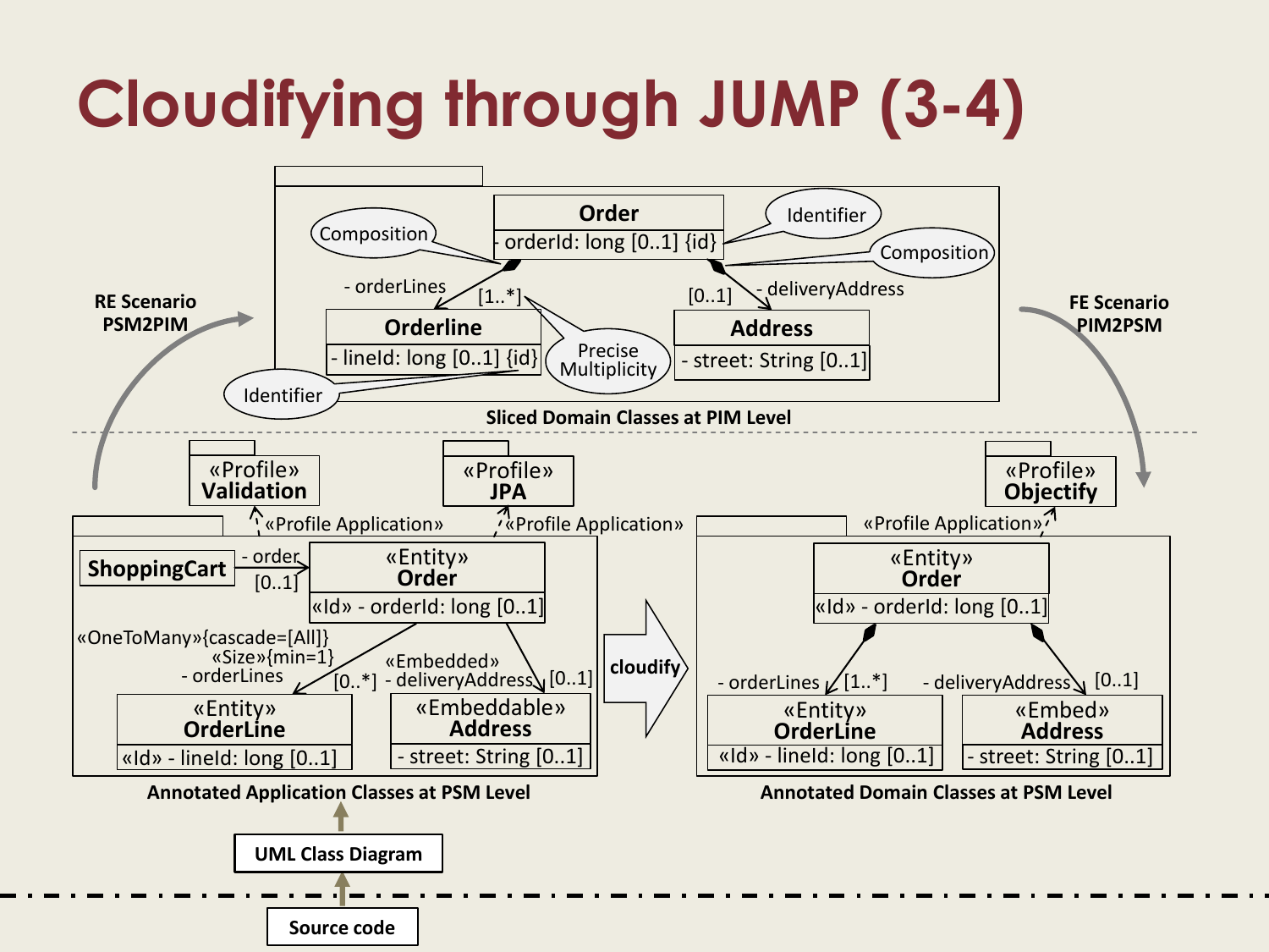# Cloudifying through JUMP (3-4)

**RE Scenario PSM2PIM**

**FE Scenario PIM2PSM**

**Sliced Domain Classes at PIM Level**

- **Order**: - orderId: long [0..1] {id}
- **Orderline**: - lineId: long [0..1] {id}
- **Address**: - street: String [0..1]

Order → Orderline: - orderLines [1..*] (Composition, Precise Multiplicity)

Order → Address: - deliveryAddress [0..1] (Composition)

Identifier: orderId, lineId

**Annotated Application Classes at PSM Level**

«Profile» **Validation**, «Profile» **JPA** («Profile Application»)

- **ShoppingCart** → - order [0..1] → «Entity» **Order**: «Id» - orderId: long [0..1]
- «OneToMany»{cascade=[All]} «Size»{min=1} - orderLines [0..*] → «Entity» **OrderLine**: «Id» - lineId: long [0..1]
- «Embedded» - deliveryAddress [0..1] → «Embeddable» **Address**: - street: String [0..1]

**cloudify**

**Annotated Domain Classes at PSM Level**

«Profile» **Objectify** («Profile Application»)

- «Entity» **Order**: «Id» - orderId: long [0..1]
- - orderLines [1..*] → «Entity» **OrderLine**: «Id» - lineId: long [0..1]
- - deliveryAddress [0..1] → «Embed» **Address**: - street: String [0..1]

**UML Class Diagram**

**Source code**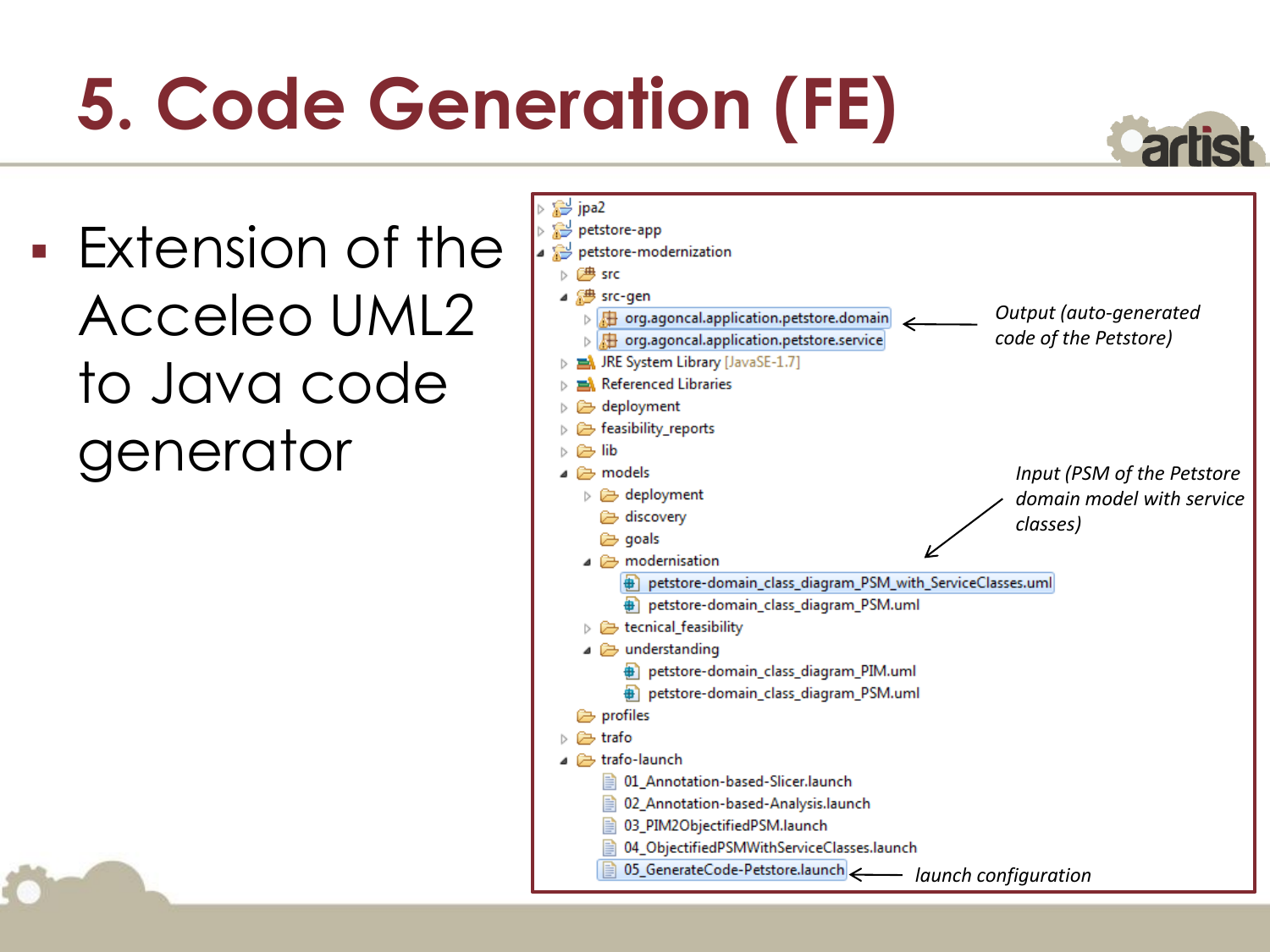# 5. Code Generation (FE)

- Extension of the Acceleo UML2 to Java code generator

```
jpa2
petstore-app
petstore-modernization
  src
  src-gen
    org.agoncal.application.petstore.domain
    org.agoncal.application.petstore.service
  JRE System Library [JavaSE-1.7]
  Referenced Libraries
  deployment
  feasibility_reports
  lib
  models
    deployment
    discovery
    goals
    modernisation
      petstore-domain_class_diagram_PSM_with_ServiceClasses.uml
      petstore-domain_class_diagram_PSM.uml
    tecnical_feasibility
    understanding
      petstore-domain_class_diagram_PIM.uml
      petstore-domain_class_diagram_PSM.uml
  profiles
  trafo
  trafo-launch
    01_Annotation-based-Slicer.launch
    02_Annotation-based-Analysis.launch
    03_PIM2ObjectifiedPSM.launch
    04_ObjectifiedPSMWithServiceClasses.launch
    05_GenerateCode-Petstore.launch
```

*Output (auto-generated code of the Petstore)* → org.agoncal.application.petstore.domain, org.agoncal.application.petstore.service

*Input (PSM of the Petstore domain model with service classes)* → petstore-domain_class_diagram_PSM_with_ServiceClasses.uml

*launch configuration* → 05_GenerateCode-Petstore.launch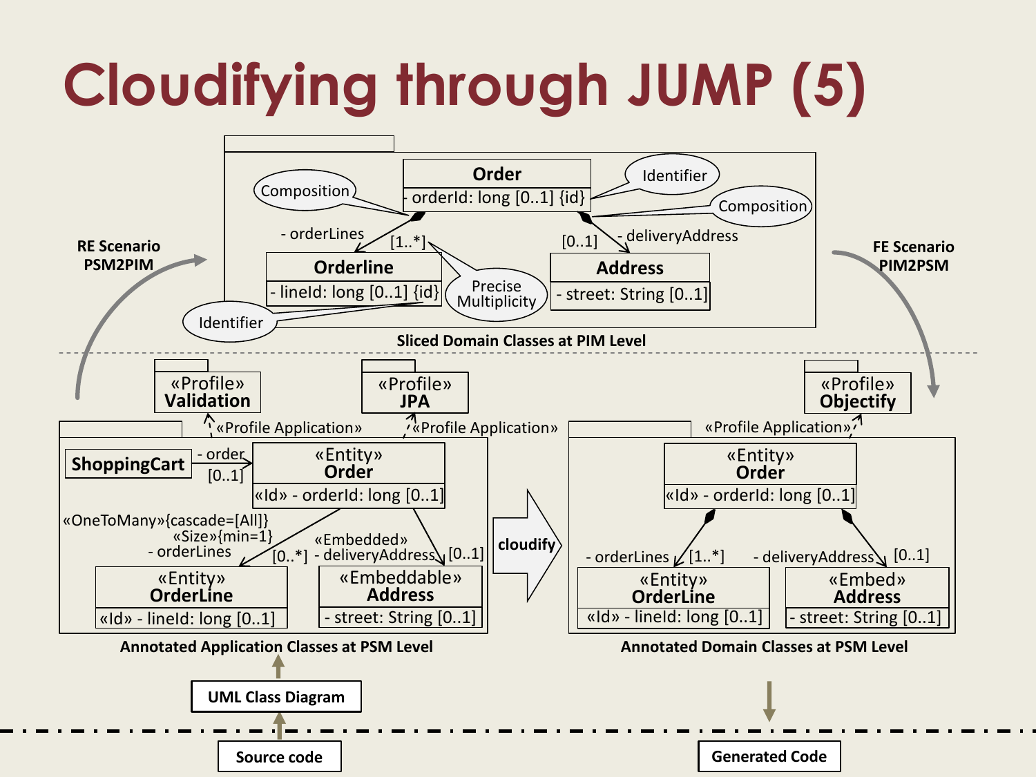# Cloudifying through JUMP (5)

RE Scenario
PSM2PIM

FE Scenario
PIM2PSM

Order
- orderId: long [0..1] {id}

Composition

Identifier

Composition

- orderLines
[1..*]

[0..1]
- deliveryAddress

Orderline
- lineId: long [0..1] {id}

Precise Multiplicity

Address
- street: String [0..1]

Identifier

Sliced Domain Classes at PIM Level

«Profile»
**Validation**

«Profile»
**JPA**

«Profile»
**Objectify**

«Profile Application»

«Profile Application»

«Profile Application»

ShoppingCart

- order
[0..1]

«Entity»
Order
«Id» - orderId: long [0..1]

«OneToMany»{cascade=[All]}
«Size»{min=1}
- orderLines
[0..*]

«Embedded»
- deliveryAddress
[0..1]

«Entity»
OrderLine
«Id» - lineId: long [0..1]

«Embeddable»
Address
- street: String [0..1]

cloudify

«Entity»
Order
«Id» - orderId: long [0..1]

- orderLines
[1..*]

- deliveryAddress
[0..1]

«Entity»
OrderLine
«Id» - lineId: long [0..1]

«Embed»
Address
- street: String [0..1]

Annotated Application Classes at PSM Level

Annotated Domain Classes at PSM Level

UML Class Diagram

Source code

Generated Code